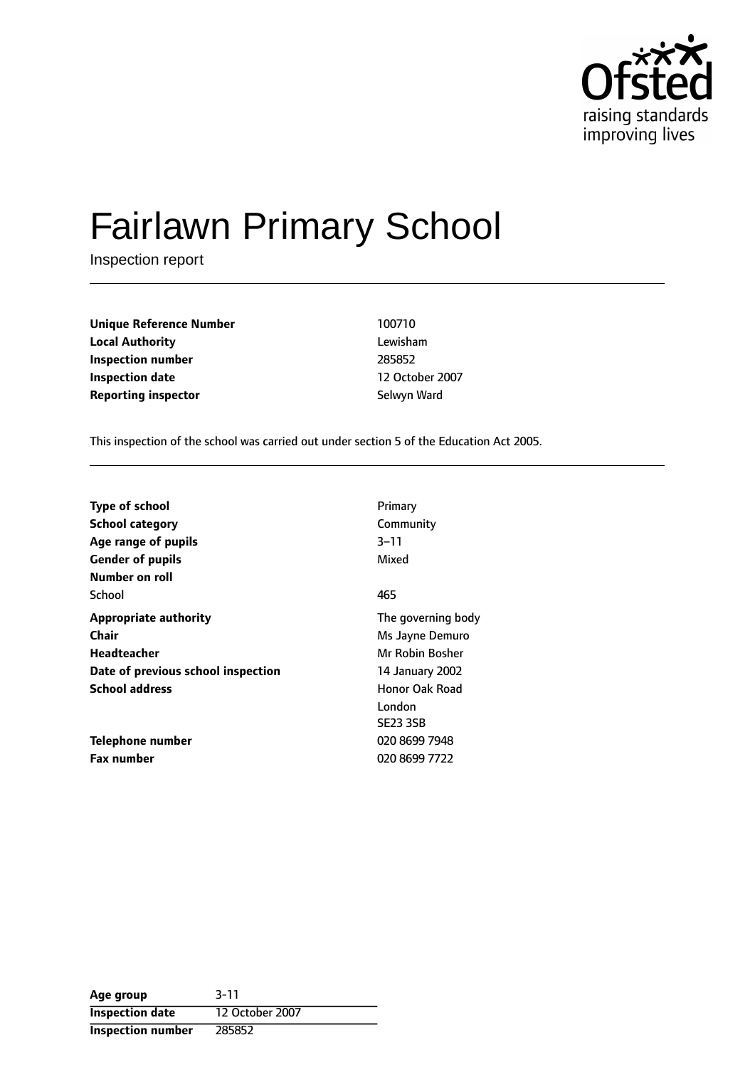# Fairlawn Primary School

Inspection report

| | |
|---|---|
| **Unique Reference Number** | 100710 |
| **Local Authority** | Lewisham |
| **Inspection number** | 285852 |
| **Inspection date** | 12 October 2007 |
| **Reporting inspector** | Selwyn Ward |

This inspection of the school was carried out under section 5 of the Education Act 2005.

| | |
|---|---|
| **Type of school** | Primary |
| **School category** | Community |
| **Age range of pupils** | 3–11 |
| **Gender of pupils** | Mixed |
| **Number on roll** | |
| School | 465 |
| **Appropriate authority** | The governing body |
| **Chair** | Ms Jayne Demuro |
| **Headteacher** | Mr Robin Bosher |
| **Date of previous school inspection** | 14 January 2002 |
| **School address** | Honor Oak Road<br>London<br>SE23 3SB |
| **Telephone number** | 020 8699 7948 |
| **Fax number** | 020 8699 7722 |

| | |
|---|---|
| **Age group** | 3-11 |
| **Inspection date** | 12 October 2007 |
| **Inspection number** | 285852 |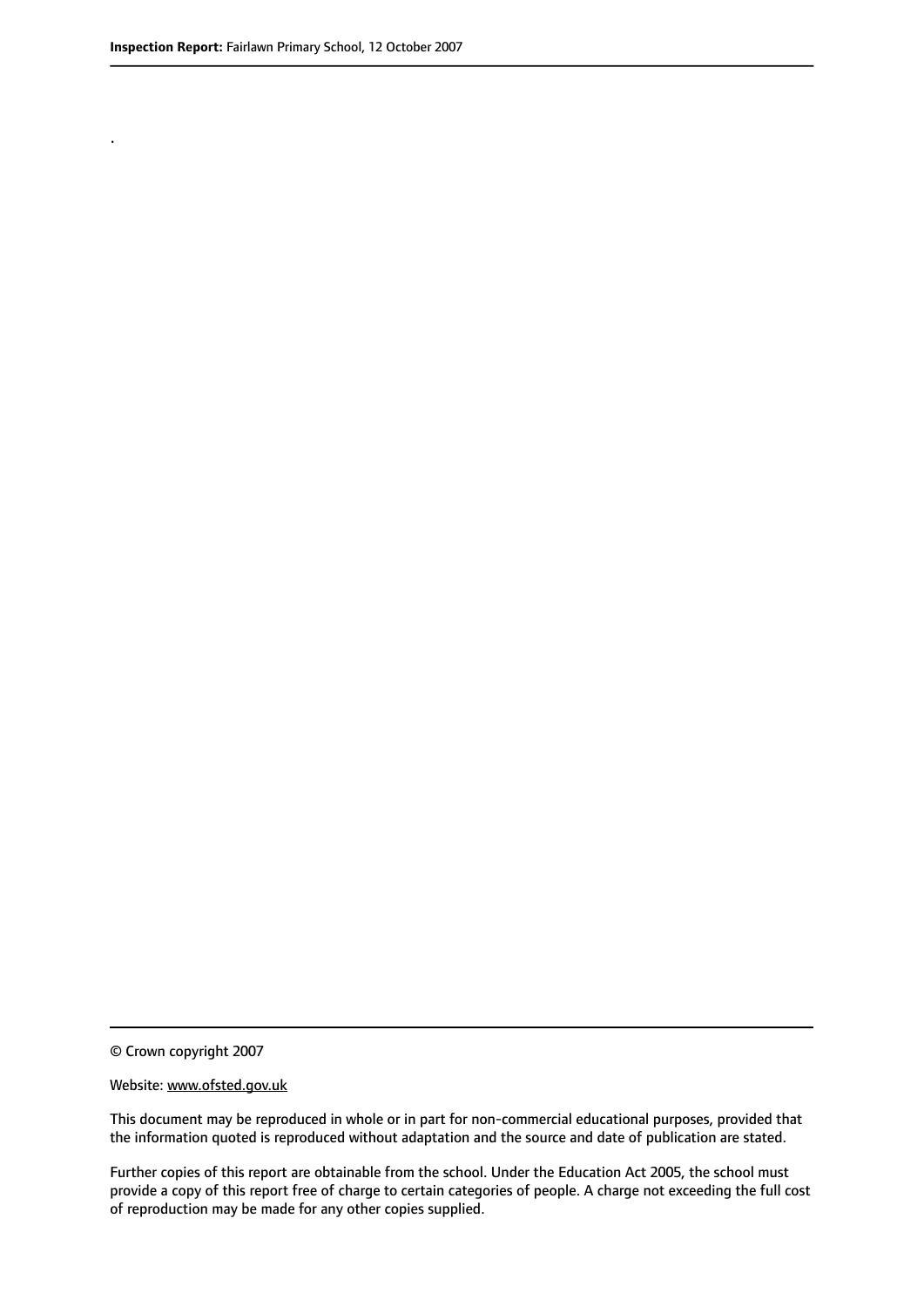.

© Crown copyright 2007

Website: www.ofsted.gov.uk

This document may be reproduced in whole or in part for non-commercial educational purposes, provided that the information quoted is reproduced without adaptation and the source and date of publication are stated.

Further copies of this report are obtainable from the school. Under the Education Act 2005, the school must provide a copy of this report free of charge to certain categories of people. A charge not exceeding the full cost of reproduction may be made for any other copies supplied.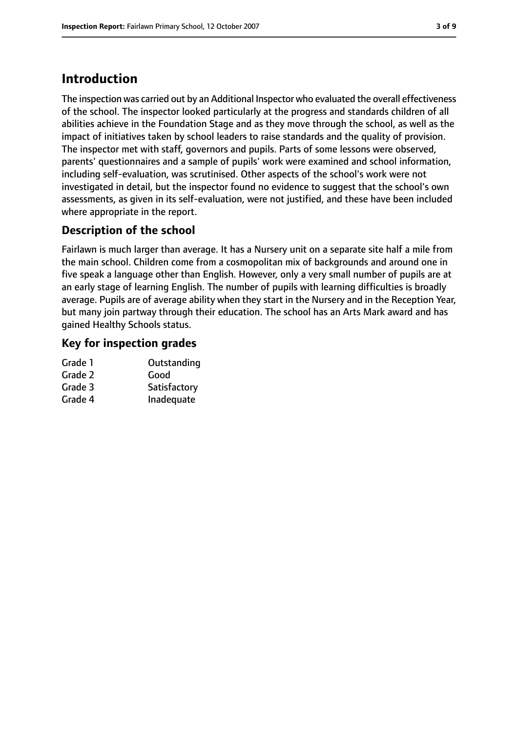# Introduction

The inspection was carried out by an Additional Inspector who evaluated the overall effectiveness of the school. The inspector looked particularly at the progress and standards children of all abilities achieve in the Foundation Stage and as they move through the school, as well as the impact of initiatives taken by school leaders to raise standards and the quality of provision. The inspector met with staff, governors and pupils. Parts of some lessons were observed, parents' questionnaires and a sample of pupils' work were examined and school information, including self-evaluation, was scrutinised. Other aspects of the school's work were not investigated in detail, but the inspector found no evidence to suggest that the school's own assessments, as given in its self-evaluation, were not justified, and these have been included where appropriate in the report.

## Description of the school

Fairlawn is much larger than average. It has a Nursery unit on a separate site half a mile from the main school. Children come from a cosmopolitan mix of backgrounds and around one in five speak a language other than English. However, only a very small number of pupils are at an early stage of learning English. The number of pupils with learning difficulties is broadly average. Pupils are of average ability when they start in the Nursery and in the Reception Year, but many join partway through their education. The school has an Arts Mark award and has gained Healthy Schools status.

## Key for inspection grades

| | |
|---|---|
| Grade 1 | Outstanding |
| Grade 2 | Good |
| Grade 3 | Satisfactory |
| Grade 4 | Inadequate |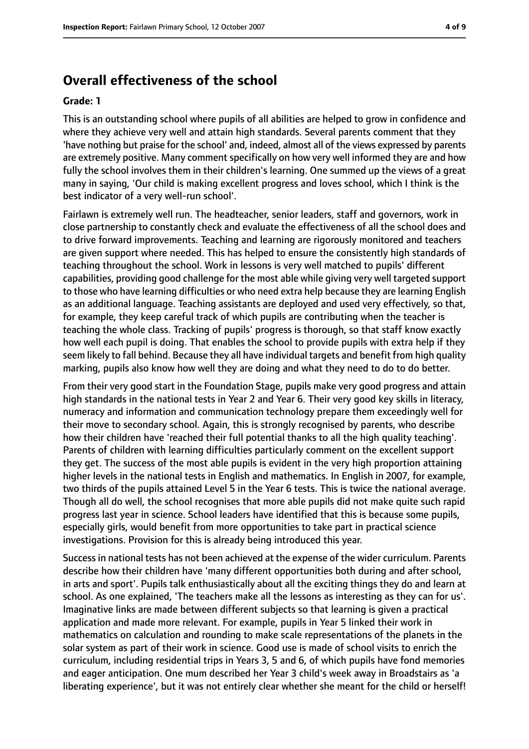## Overall effectiveness of the school

**Grade: 1**

This is an outstanding school where pupils of all abilities are helped to grow in confidence and where they achieve very well and attain high standards. Several parents comment that they 'have nothing but praise for the school' and, indeed, almost all of the views expressed by parents are extremely positive. Many comment specifically on how very well informed they are and how fully the school involves them in their children's learning. One summed up the views of a great many in saying, 'Our child is making excellent progress and loves school, which I think is the best indicator of a very well-run school'.

Fairlawn is extremely well run. The headteacher, senior leaders, staff and governors, work in close partnership to constantly check and evaluate the effectiveness of all the school does and to drive forward improvements. Teaching and learning are rigorously monitored and teachers are given support where needed. This has helped to ensure the consistently high standards of teaching throughout the school. Work in lessons is very well matched to pupils' different capabilities, providing good challenge for the most able while giving very well targeted support to those who have learning difficulties or who need extra help because they are learning English as an additional language. Teaching assistants are deployed and used very effectively, so that, for example, they keep careful track of which pupils are contributing when the teacher is teaching the whole class. Tracking of pupils' progress is thorough, so that staff know exactly how well each pupil is doing. That enables the school to provide pupils with extra help if they seem likely to fall behind. Because they all have individual targets and benefit from high quality marking, pupils also know how well they are doing and what they need to do to do better.

From their very good start in the Foundation Stage, pupils make very good progress and attain high standards in the national tests in Year 2 and Year 6. Their very good key skills in literacy, numeracy and information and communication technology prepare them exceedingly well for their move to secondary school. Again, this is strongly recognised by parents, who describe how their children have 'reached their full potential thanks to all the high quality teaching'. Parents of children with learning difficulties particularly comment on the excellent support they get. The success of the most able pupils is evident in the very high proportion attaining higher levels in the national tests in English and mathematics. In English in 2007, for example, two thirds of the pupils attained Level 5 in the Year 6 tests. This is twice the national average. Though all do well, the school recognises that more able pupils did not make quite such rapid progress last year in science. School leaders have identified that this is because some pupils, especially girls, would benefit from more opportunities to take part in practical science investigations. Provision for this is already being introduced this year.

Success in national tests has not been achieved at the expense of the wider curriculum. Parents describe how their children have 'many different opportunities both during and after school, in arts and sport'. Pupils talk enthusiastically about all the exciting things they do and learn at school. As one explained, 'The teachers make all the lessons as interesting as they can for us'. Imaginative links are made between different subjects so that learning is given a practical application and made more relevant. For example, pupils in Year 5 linked their work in mathematics on calculation and rounding to make scale representations of the planets in the solar system as part of their work in science. Good use is made of school visits to enrich the curriculum, including residential trips in Years 3, 5 and 6, of which pupils have fond memories and eager anticipation. One mum described her Year 3 child's week away in Broadstairs as 'a liberating experience', but it was not entirely clear whether she meant for the child or herself!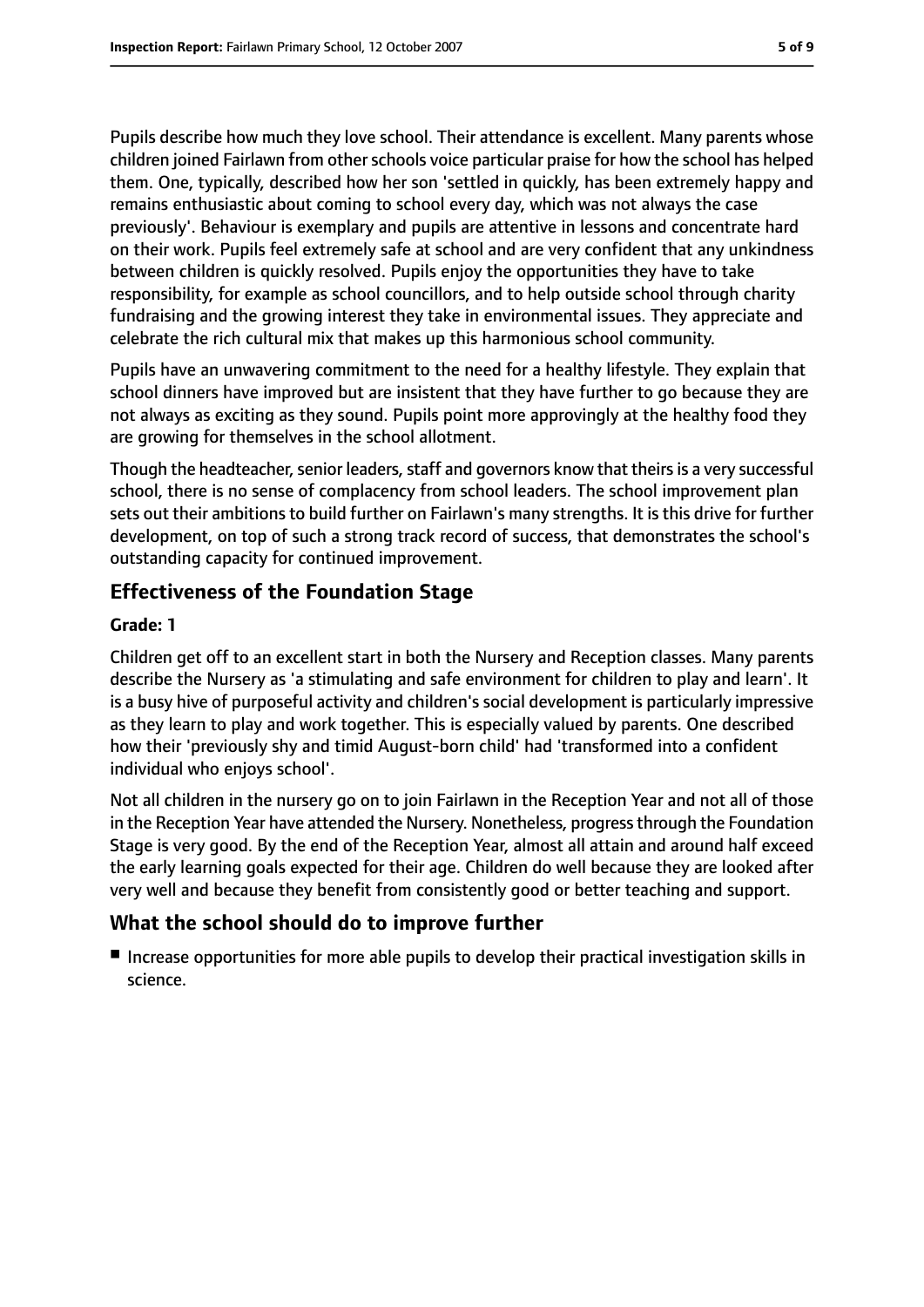Pupils describe how much they love school. Their attendance is excellent. Many parents whose children joined Fairlawn from other schools voice particular praise for how the school has helped them. One, typically, described how her son 'settled in quickly, has been extremely happy and remains enthusiastic about coming to school every day, which was not always the case previously'. Behaviour is exemplary and pupils are attentive in lessons and concentrate hard on their work. Pupils feel extremely safe at school and are very confident that any unkindness between children is quickly resolved. Pupils enjoy the opportunities they have to take responsibility, for example as school councillors, and to help outside school through charity fundraising and the growing interest they take in environmental issues. They appreciate and celebrate the rich cultural mix that makes up this harmonious school community.

Pupils have an unwavering commitment to the need for a healthy lifestyle. They explain that school dinners have improved but are insistent that they have further to go because they are not always as exciting as they sound. Pupils point more approvingly at the healthy food they are growing for themselves in the school allotment.

Though the headteacher, senior leaders, staff and governors know that theirs is a very successful school, there is no sense of complacency from school leaders. The school improvement plan sets out their ambitions to build further on Fairlawn's many strengths. It is this drive for further development, on top of such a strong track record of success, that demonstrates the school's outstanding capacity for continued improvement.

## Effectiveness of the Foundation Stage

**Grade: 1**

Children get off to an excellent start in both the Nursery and Reception classes. Many parents describe the Nursery as 'a stimulating and safe environment for children to play and learn'. It is a busy hive of purposeful activity and children's social development is particularly impressive as they learn to play and work together. This is especially valued by parents. One described how their 'previously shy and timid August-born child' had 'transformed into a confident individual who enjoys school'.

Not all children in the nursery go on to join Fairlawn in the Reception Year and not all of those in the Reception Year have attended the Nursery. Nonetheless, progress through the Foundation Stage is very good. By the end of the Reception Year, almost all attain and around half exceed the early learning goals expected for their age. Children do well because they are looked after very well and because they benefit from consistently good or better teaching and support.

## What the school should do to improve further

- Increase opportunities for more able pupils to develop their practical investigation skills in science.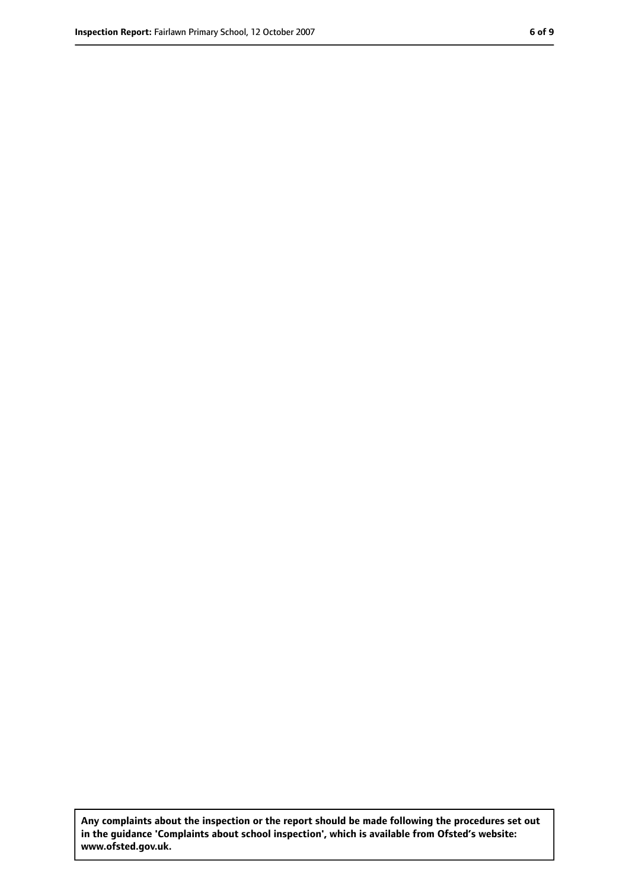**Any complaints about the inspection or the report should be made following the procedures set out in the guidance 'Complaints about school inspection', which is available from Ofsted's website: www.ofsted.gov.uk.**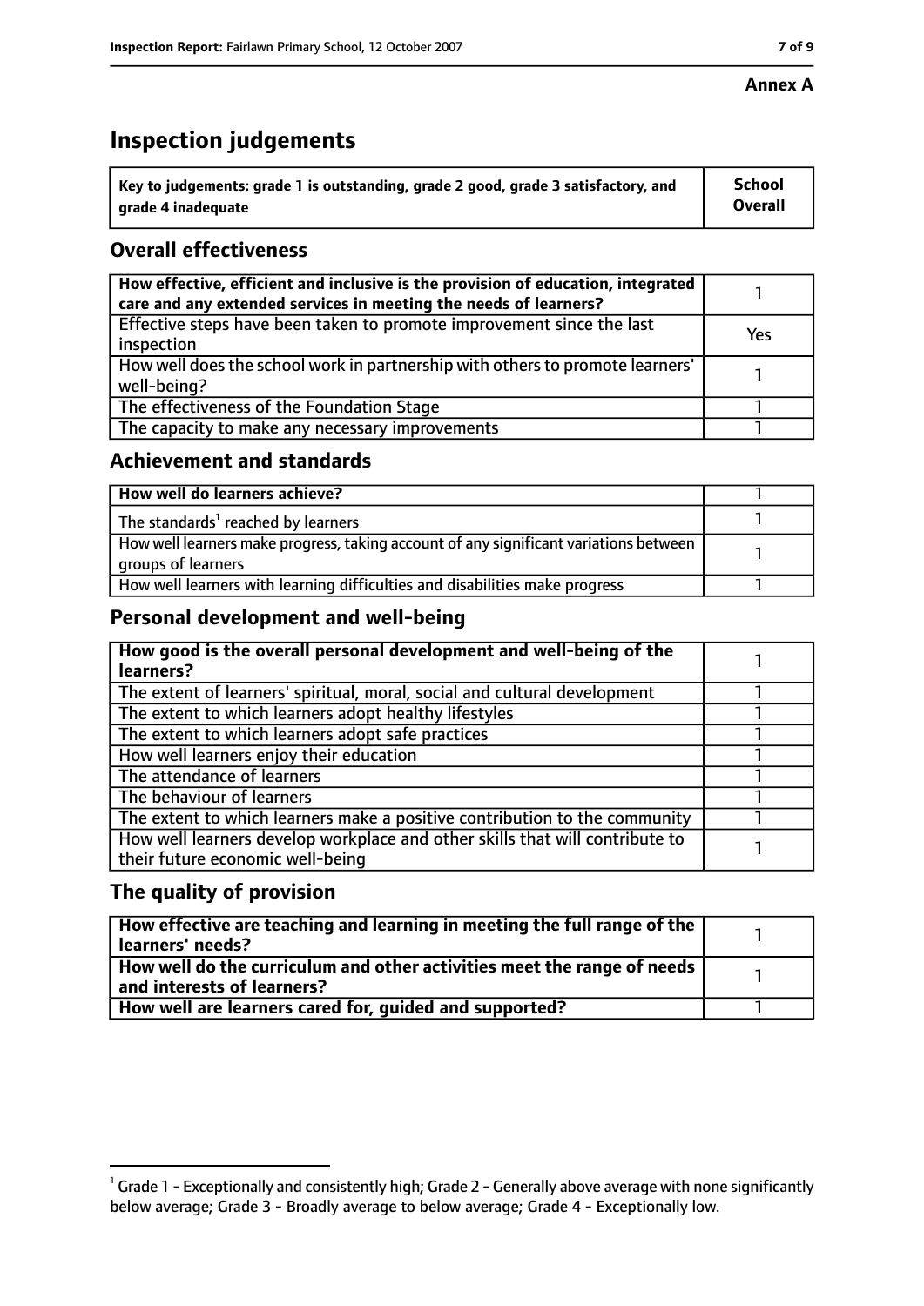**Annex A**

# Inspection judgements

| Key to judgements: grade 1 is outstanding, grade 2 good, grade 3 satisfactory, and grade 4 inadequate | School Overall |
|---|---|

## Overall effectiveness

| | |
|---|---|
| How effective, efficient and inclusive is the provision of education, integrated care and any extended services in meeting the needs of learners? | 1 |
| Effective steps have been taken to promote improvement since the last inspection | Yes |
| How well does the school work in partnership with others to promote learners' well-being? | 1 |
| The effectiveness of the Foundation Stage | 1 |
| The capacity to make any necessary improvements | 1 |

## Achievement and standards

| | |
|---|---|
| How well do learners achieve? | 1 |
| The standards[1] reached by learners | 1 |
| How well learners make progress, taking account of any significant variations between groups of learners | 1 |
| How well learners with learning difficulties and disabilities make progress | 1 |

## Personal development and well-being

| | |
|---|---|
| How good is the overall personal development and well-being of the learners? | 1 |
| The extent of learners' spiritual, moral, social and cultural development | 1 |
| The extent to which learners adopt healthy lifestyles | 1 |
| The extent to which learners adopt safe practices | 1 |
| How well learners enjoy their education | 1 |
| The attendance of learners | 1 |
| The behaviour of learners | 1 |
| The extent to which learners make a positive contribution to the community | 1 |
| How well learners develop workplace and other skills that will contribute to their future economic well-being | 1 |

## The quality of provision

| | |
|---|---|
| How effective are teaching and learning in meeting the full range of the learners' needs? | 1 |
| How well do the curriculum and other activities meet the range of needs and interests of learners? | 1 |
| How well are learners cared for, guided and supported? | 1 |

[1] Grade 1 - Exceptionally and consistently high; Grade 2 - Generally above average with none significantly below average; Grade 3 - Broadly average to below average; Grade 4 - Exceptionally low.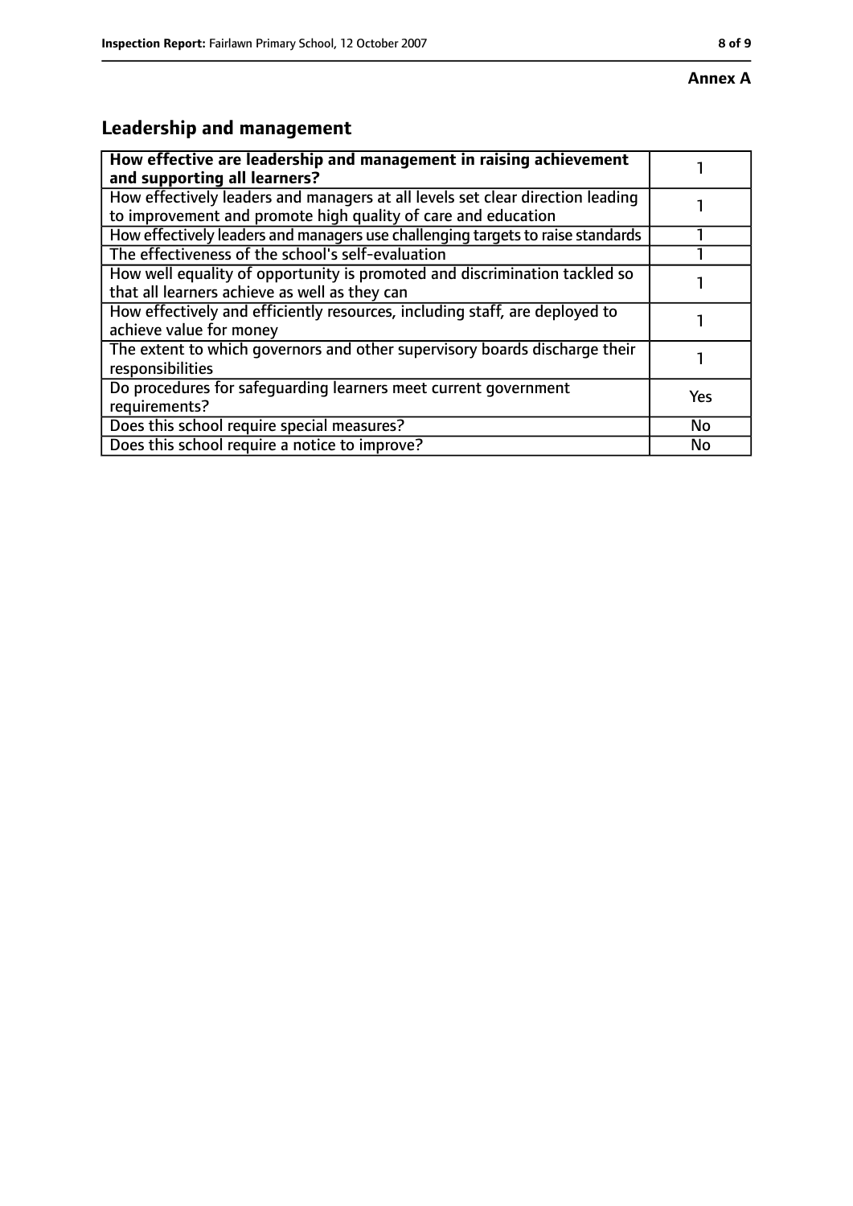**Annex A**

## Leadership and management

| **How effective are leadership and management in raising achievement and supporting all learners?** | 1 |
|---|---|
| How effectively leaders and managers at all levels set clear direction leading to improvement and promote high quality of care and education | 1 |
| How effectively leaders and managers use challenging targets to raise standards | 1 |
| The effectiveness of the school's self-evaluation | 1 |
| How well equality of opportunity is promoted and discrimination tackled so that all learners achieve as well as they can | 1 |
| How effectively and efficiently resources, including staff, are deployed to achieve value for money | 1 |
| The extent to which governors and other supervisory boards discharge their responsibilities | 1 |
| Do procedures for safeguarding learners meet current government requirements? | Yes |
| Does this school require special measures? | No |
| Does this school require a notice to improve? | No |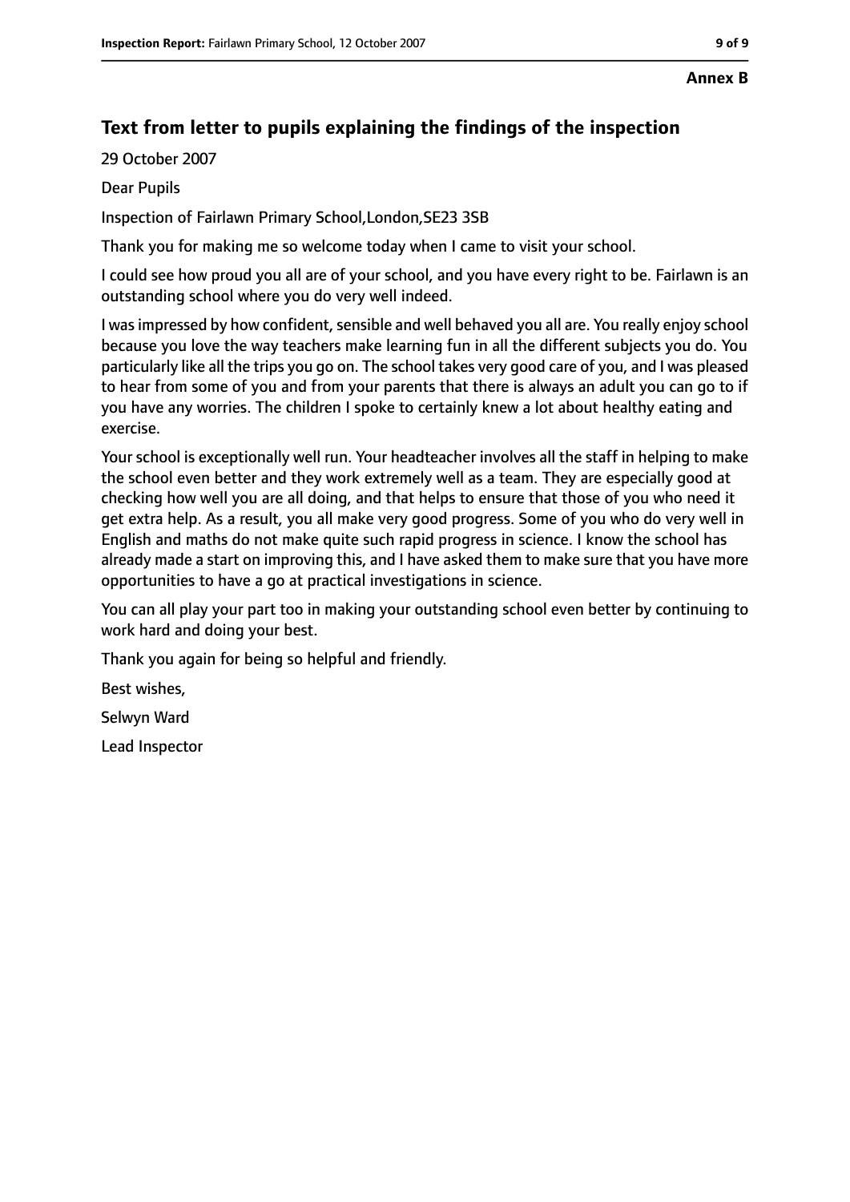**Annex B**

## Text from letter to pupils explaining the findings of the inspection

29 October 2007

Dear Pupils

Inspection of Fairlawn Primary School,London,SE23 3SB

Thank you for making me so welcome today when I came to visit your school.

I could see how proud you all are of your school, and you have every right to be. Fairlawn is an outstanding school where you do very well indeed.

I was impressed by how confident, sensible and well behaved you all are. You really enjoy school because you love the way teachers make learning fun in all the different subjects you do. You particularly like all the trips you go on. The school takes very good care of you, and I was pleased to hear from some of you and from your parents that there is always an adult you can go to if you have any worries. The children I spoke to certainly knew a lot about healthy eating and exercise.

Your school is exceptionally well run. Your headteacher involves all the staff in helping to make the school even better and they work extremely well as a team. They are especially good at checking how well you are all doing, and that helps to ensure that those of you who need it get extra help. As a result, you all make very good progress. Some of you who do very well in English and maths do not make quite such rapid progress in science. I know the school has already made a start on improving this, and I have asked them to make sure that you have more opportunities to have a go at practical investigations in science.

You can all play your part too in making your outstanding school even better by continuing to work hard and doing your best.

Thank you again for being so helpful and friendly.

Best wishes,

Selwyn Ward

Lead Inspector